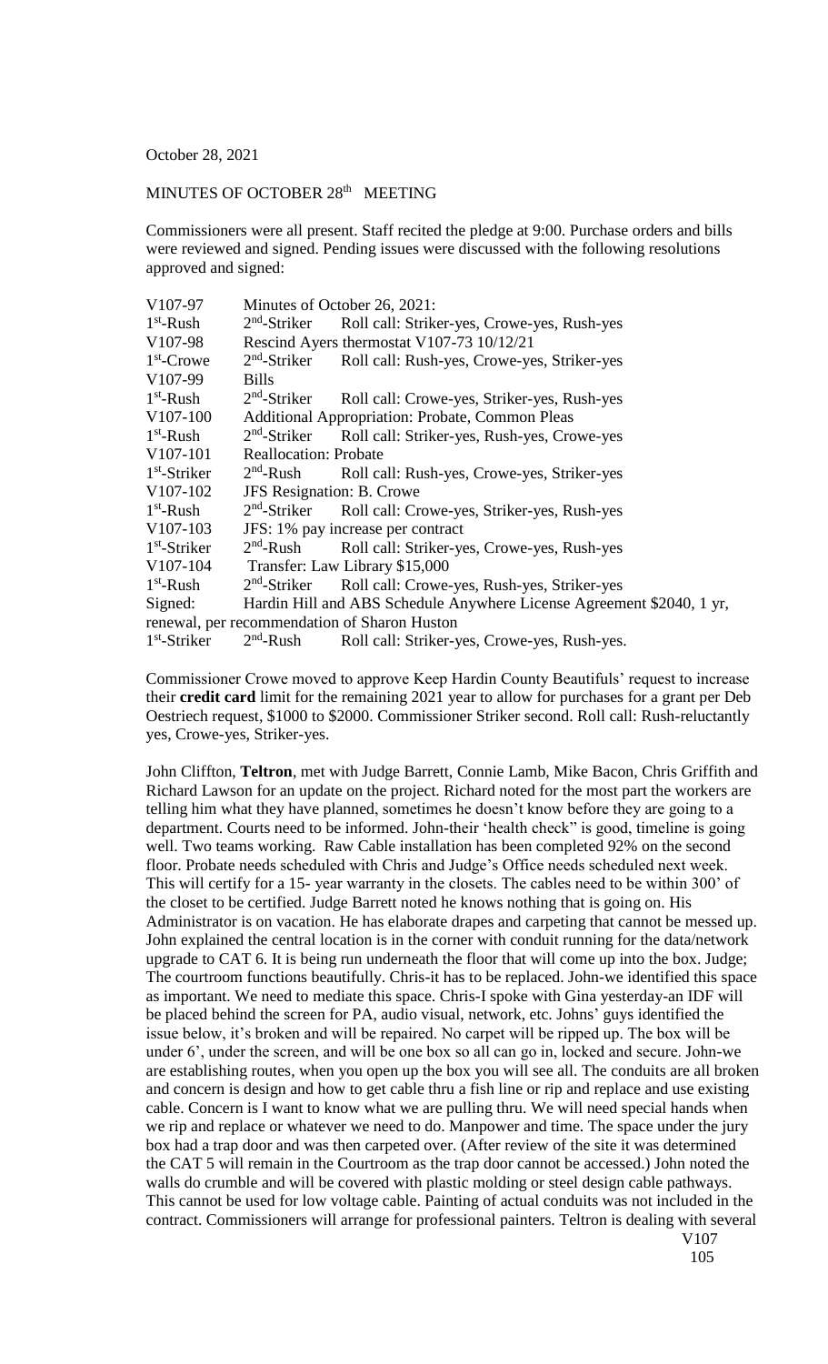October 28, 2021

MINUTES OF OCTOBER 28th MEETING

Commissioners were all present. Staff recited the pledge at 9:00. Purchase orders and bills were reviewed and signed. Pending issues were discussed with the following resolutions approved and signed:

| | | |
|---|---|---|
| V107-97 | Minutes of October 26, 2021: | |
| 1st-Rush | 2nd-Striker | Roll call: Striker-yes, Crowe-yes, Rush-yes |
| V107-98 | Rescind Ayers thermostat V107-73 10/12/21 | |
| 1st-Crowe | 2nd-Striker | Roll call: Rush-yes, Crowe-yes, Striker-yes |
| V107-99 | Bills | |
| 1st-Rush | 2nd-Striker | Roll call: Crowe-yes, Striker-yes, Rush-yes |
| V107-100 | Additional Appropriation: Probate, Common Pleas | |
| 1st-Rush | 2nd-Striker | Roll call: Striker-yes, Rush-yes, Crowe-yes |
| V107-101 | Reallocation: Probate | |
| 1st-Striker | 2nd-Rush | Roll call: Rush-yes, Crowe-yes, Striker-yes |
| V107-102 | JFS Resignation: B. Crowe | |
| 1st-Rush | 2nd-Striker | Roll call: Crowe-yes, Striker-yes, Rush-yes |
| V107-103 | JFS: 1% pay increase per contract | |
| 1st-Striker | 2nd-Rush | Roll call: Striker-yes, Crowe-yes, Rush-yes |
| V107-104 | Transfer: Law Library $15,000 | |
| 1st-Rush | 2nd-Striker | Roll call: Crowe-yes, Rush-yes, Striker-yes |
| Signed: | Hardin Hill and ABS Schedule Anywhere License Agreement $2040, 1 yr, renewal, per recommendation of Sharon Huston | |
| 1st-Striker | 2nd-Rush | Roll call: Striker-yes, Crowe-yes, Rush-yes. |

Commissioner Crowe moved to approve Keep Hardin County Beautifuls' request to increase their **credit card** limit for the remaining 2021 year to allow for purchases for a grant per Deb Oestriech request, $1000 to $2000. Commissioner Striker second. Roll call: Rush-reluctantly yes, Crowe-yes, Striker-yes.

John Cliffton, **Teltron**, met with Judge Barrett, Connie Lamb, Mike Bacon, Chris Griffith and Richard Lawson for an update on the project. Richard noted for the most part the workers are telling him what they have planned, sometimes he doesn't know before they are going to a department. Courts need to be informed. John-their 'health check" is good, timeline is going well. Two teams working. Raw Cable installation has been completed 92% on the second floor. Probate needs scheduled with Chris and Judge's Office needs scheduled next week. This will certify for a 15- year warranty in the closets. The cables need to be within 300' of the closet to be certified. Judge Barrett noted he knows nothing that is going on. His Administrator is on vacation. He has elaborate drapes and carpeting that cannot be messed up. John explained the central location is in the corner with conduit running for the data/network upgrade to CAT 6. It is being run underneath the floor that will come up into the box. Judge; The courtroom functions beautifully. Chris-it has to be replaced. John-we identified this space as important. We need to mediate this space. Chris-I spoke with Gina yesterday-an IDF will be placed behind the screen for PA, audio visual, network, etc. Johns' guys identified the issue below, it's broken and will be repaired. No carpet will be ripped up. The box will be under 6', under the screen, and will be one box so all can go in, locked and secure. John-we are establishing routes, when you open up the box you will see all. The conduits are all broken and concern is design and how to get cable thru a fish line or rip and replace and use existing cable. Concern is I want to know what we are pulling thru. We will need special hands when we rip and replace or whatever we need to do. Manpower and time. The space under the jury box had a trap door and was then carpeted over. (After review of the site it was determined the CAT 5 will remain in the Courtroom as the trap door cannot be accessed.) John noted the walls do crumble and will be covered with plastic molding or steel design cable pathways. This cannot be used for low voltage cable. Painting of actual conduits was not included in the contract. Commissioners will arrange for professional painters. Teltron is dealing with several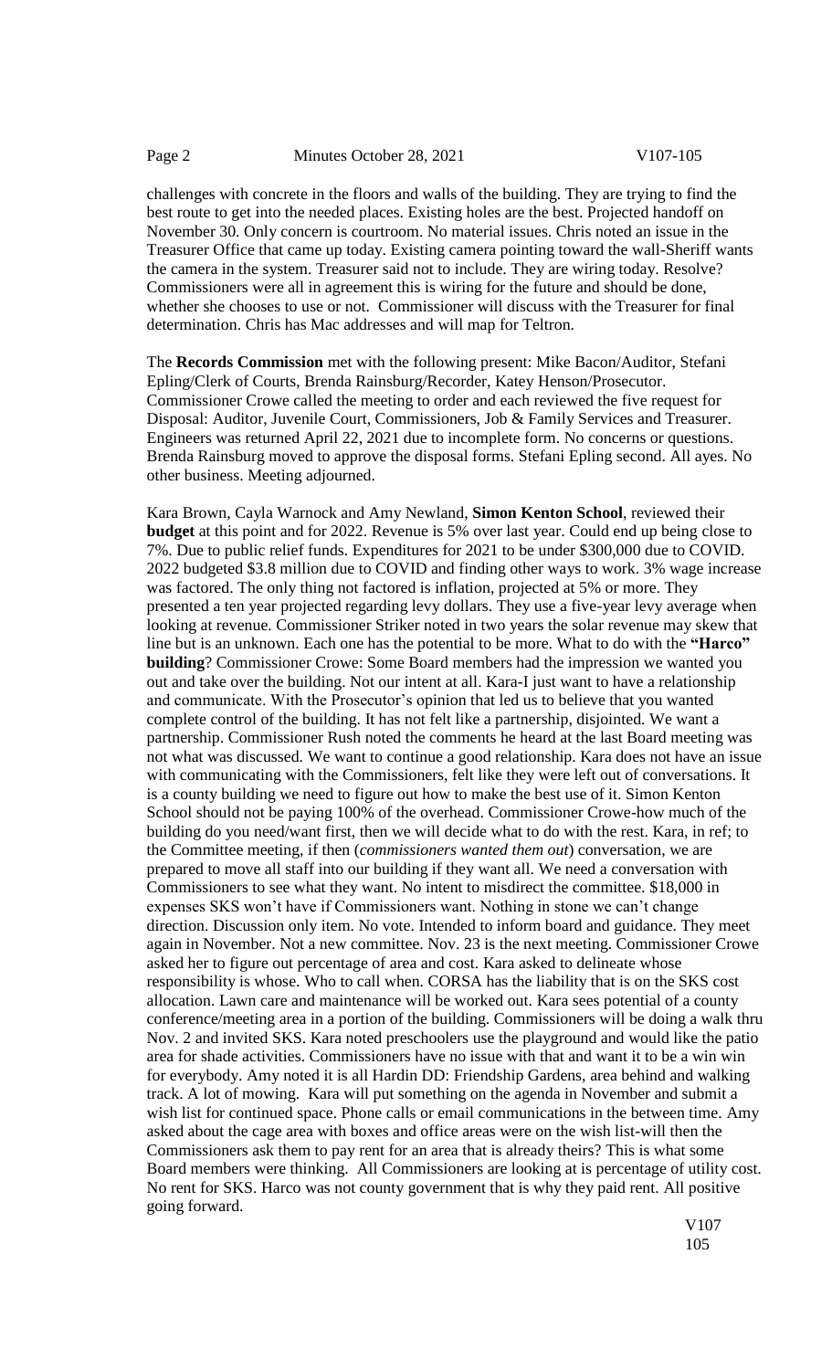challenges with concrete in the floors and walls of the building. They are trying to find the best route to get into the needed places. Existing holes are the best. Projected handoff on November 30. Only concern is courtroom. No material issues. Chris noted an issue in the Treasurer Office that came up today. Existing camera pointing toward the wall-Sheriff wants the camera in the system. Treasurer said not to include. They are wiring today. Resolve? Commissioners were all in agreement this is wiring for the future and should be done, whether she chooses to use or not. Commissioner will discuss with the Treasurer for final determination. Chris has Mac addresses and will map for Teltron.

The **Records Commission** met with the following present: Mike Bacon/Auditor, Stefani Epling/Clerk of Courts, Brenda Rainsburg/Recorder, Katey Henson/Prosecutor. Commissioner Crowe called the meeting to order and each reviewed the five request for Disposal: Auditor, Juvenile Court, Commissioners, Job & Family Services and Treasurer. Engineers was returned April 22, 2021 due to incomplete form. No concerns or questions. Brenda Rainsburg moved to approve the disposal forms. Stefani Epling second. All ayes. No other business. Meeting adjourned.

Kara Brown, Cayla Warnock and Amy Newland, **Simon Kenton School**, reviewed their **budget** at this point and for 2022. Revenue is 5% over last year. Could end up being close to 7%. Due to public relief funds. Expenditures for 2021 to be under \$300,000 due to COVID. 2022 budgeted \$3.8 million due to COVID and finding other ways to work. 3% wage increase was factored. The only thing not factored is inflation, projected at 5% or more. They presented a ten year projected regarding levy dollars. They use a five-year levy average when looking at revenue. Commissioner Striker noted in two years the solar revenue may skew that line but is an unknown. Each one has the potential to be more. What to do with the **"Harco" building**? Commissioner Crowe: Some Board members had the impression we wanted you out and take over the building. Not our intent at all. Kara-I just want to have a relationship and communicate. With the Prosecutor's opinion that led us to believe that you wanted complete control of the building. It has not felt like a partnership, disjointed. We want a partnership. Commissioner Rush noted the comments he heard at the last Board meeting was not what was discussed. We want to continue a good relationship. Kara does not have an issue with communicating with the Commissioners, felt like they were left out of conversations. It is a county building we need to figure out how to make the best use of it. Simon Kenton School should not be paying 100% of the overhead. Commissioner Crowe-how much of the building do you need/want first, then we will decide what to do with the rest. Kara, in ref; to the Committee meeting, if then (*commissioners wanted them out*) conversation, we are prepared to move all staff into our building if they want all. We need a conversation with Commissioners to see what they want. No intent to misdirect the committee. \$18,000 in expenses SKS won't have if Commissioners want. Nothing in stone we can't change direction. Discussion only item. No vote. Intended to inform board and guidance. They meet again in November. Not a new committee. Nov. 23 is the next meeting. Commissioner Crowe asked her to figure out percentage of area and cost. Kara asked to delineate whose responsibility is whose. Who to call when. CORSA has the liability that is on the SKS cost allocation. Lawn care and maintenance will be worked out. Kara sees potential of a county conference/meeting area in a portion of the building. Commissioners will be doing a walk thru Nov. 2 and invited SKS. Kara noted preschoolers use the playground and would like the patio area for shade activities. Commissioners have no issue with that and want it to be a win win for everybody. Amy noted it is all Hardin DD: Friendship Gardens, area behind and walking track. A lot of mowing. Kara will put something on the agenda in November and submit a wish list for continued space. Phone calls or email communications in the between time. Amy asked about the cage area with boxes and office areas were on the wish list-will then the Commissioners ask them to pay rent for an area that is already theirs? This is what some Board members were thinking. All Commissioners are looking at is percentage of utility cost. No rent for SKS. Harco was not county government that is why they paid rent. All positive going forward.

V107
105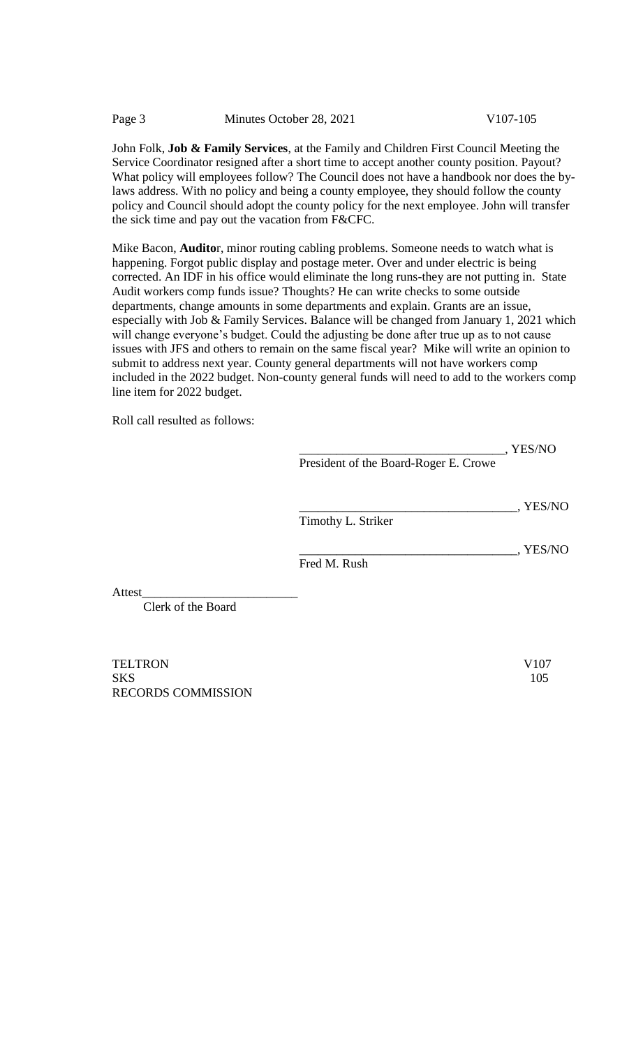John Folk, **Job & Family Services**, at the Family and Children First Council Meeting the Service Coordinator resigned after a short time to accept another county position. Payout? What policy will employees follow? The Council does not have a handbook nor does the by-laws address. With no policy and being a county employee, they should follow the county policy and Council should adopt the county policy for the next employee. John will transfer the sick time and pay out the vacation from F&CFC.

Mike Bacon, **Audito**r, minor routing cabling problems. Someone needs to watch what is happening. Forgot public display and postage meter. Over and under electric is being corrected. An IDF in his office would eliminate the long runs-they are not putting in. State Audit workers comp funds issue? Thoughts? He can write checks to some outside departments, change amounts in some departments and explain. Grants are an issue, especially with Job & Family Services. Balance will be changed from January 1, 2021 which will change everyone's budget. Could the adjusting be done after true up as to not cause issues with JFS and others to remain on the same fiscal year? Mike will write an opinion to submit to address next year. County general departments will not have workers comp included in the 2022 budget. Non-county general funds will need to add to the workers comp line item for 2022 budget.

Roll call resulted as follows:

_________________________________, YES/NO
President of the Board-Roger E. Crowe

__________________________________, YES/NO
Timothy L. Striker

__________________________________, YES/NO
Fred M. Rush

Attest_________________________
Clerk of the Board

TELTRON V107
SKS 105
RECORDS COMMISSION